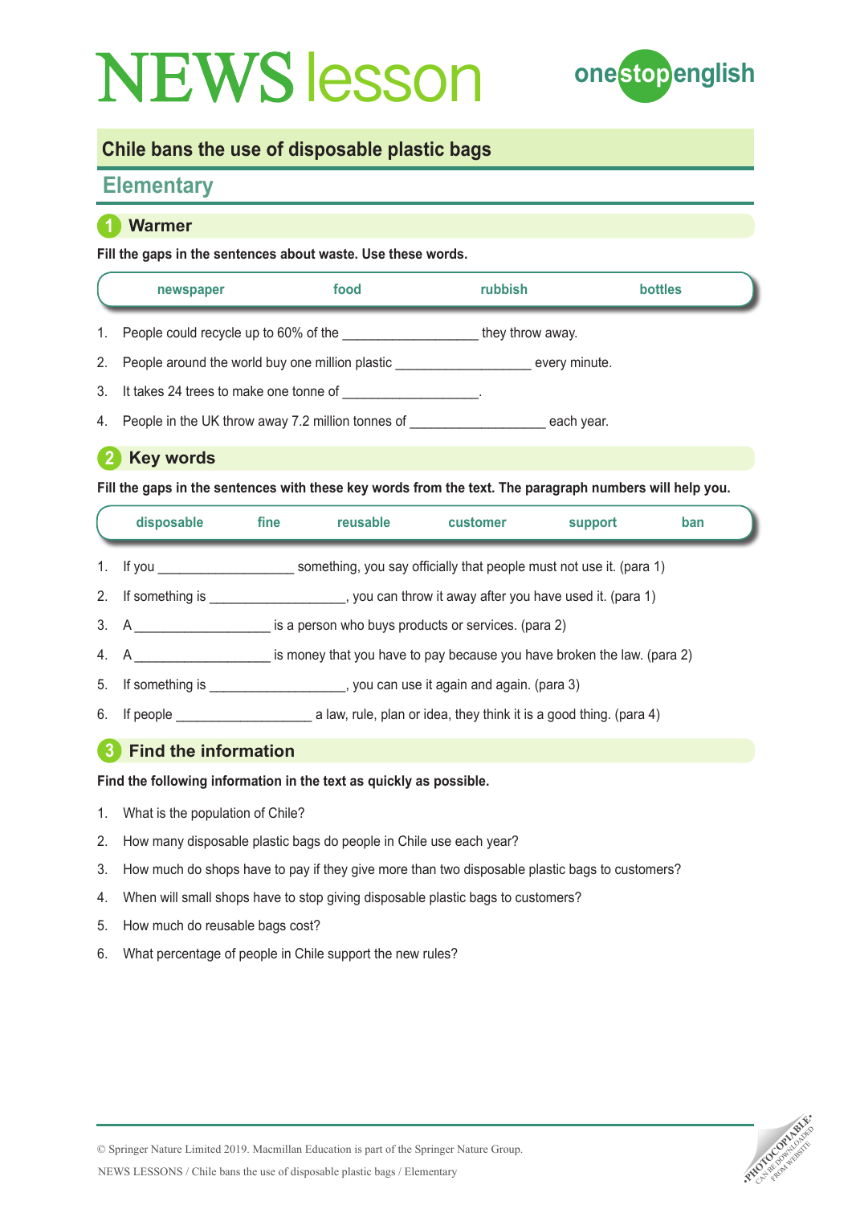# NEWS lesson

onestopenglish

## Chile bans the use of disposable plastic bags

### Elementary

## 1 Warmer

**Fill the gaps in the sentences about waste. Use these words.**

| newspaper | food | rubbish | bottles |
|---|---|---|---|

1. People could recycle up to 60% of the __________________ they throw away.
2. People around the world buy one million plastic __________________ every minute.
3. It takes 24 trees to make one tonne of __________________.
4. People in the UK throw away 7.2 million tonnes of __________________ each year.

## 2 Key words

**Fill the gaps in the sentences with these key words from the text. The paragraph numbers will help you.**

| disposable | fine | reusable | customer | support | ban |
|---|---|---|---|---|---|

1. If you __________________ something, you say officially that people must not use it. (para 1)
2. If something is __________________, you can throw it away after you have used it. (para 1)
3. A __________________ is a person who buys products or services. (para 2)
4. A __________________ is money that you have to pay because you have broken the law. (para 2)
5. If something is __________________, you can use it again and again. (para 3)
6. If people __________________ a law, rule, plan or idea, they think it is a good thing. (para 4)

## 3 Find the information

**Find the following information in the text as quickly as possible.**

1. What is the population of Chile?
2. How many disposable plastic bags do people in Chile use each year?
3. How much do shops have to pay if they give more than two disposable plastic bags to customers?
4. When will small shops have to stop giving disposable plastic bags to customers?
5. How much do reusable bags cost?
6. What percentage of people in Chile support the new rules?

© Springer Nature Limited 2019. Macmillan Education is part of the Springer Nature Group.

NEWS LESSONS / Chile bans the use of disposable plastic bags / Elementary

PHOTOCOPIABLE. CAN BE DOWNLOADED FROM WEBSITE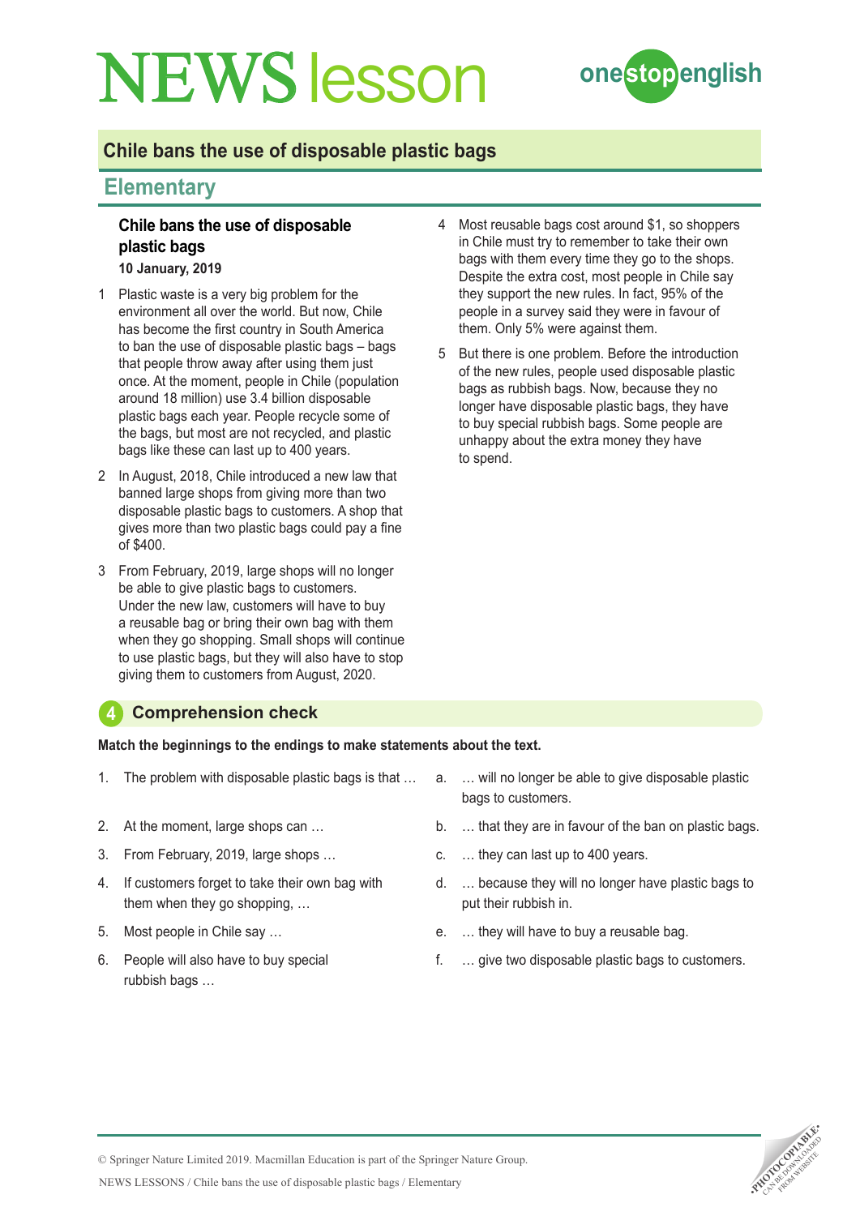# NEWS lesson

## Chile bans the use of disposable plastic bags

## Elementary

### Chile bans the use of disposable plastic bags

**10 January, 2019**

1 Plastic waste is a very big problem for the environment all over the world. But now, Chile has become the first country in South America to ban the use of disposable plastic bags – bags that people throw away after using them just once. At the moment, people in Chile (population around 18 million) use 3.4 billion disposable plastic bags each year. People recycle some of the bags, but most are not recycled, and plastic bags like these can last up to 400 years.

2 In August, 2018, Chile introduced a new law that banned large shops from giving more than two disposable plastic bags to customers. A shop that gives more than two plastic bags could pay a fine of $400.

3 From February, 2019, large shops will no longer be able to give plastic bags to customers. Under the new law, customers will have to buy a reusable bag or bring their own bag with them when they go shopping. Small shops will continue to use plastic bags, but they will also have to stop giving them to customers from August, 2020.

4 Most reusable bags cost around $1, so shoppers in Chile must try to remember to take their own bags with them every time they go to the shops. Despite the extra cost, most people in Chile say they support the new rules. In fact, 95% of the people in a survey said they were in favour of them. Only 5% were against them.

5 But there is one problem. Before the introduction of the new rules, people used disposable plastic bags as rubbish bags. Now, because they no longer have disposable plastic bags, they have to buy special rubbish bags. Some people are unhappy about the extra money they have to spend.

## 4 Comprehension check

**Match the beginnings to the endings to make statements about the text.**

1. The problem with disposable plastic bags is that …
2. At the moment, large shops can …
3. From February, 2019, large shops …
4. If customers forget to take their own bag with them when they go shopping, …
5. Most people in Chile say …
6. People will also have to buy special rubbish bags …

a. … will no longer be able to give disposable plastic bags to customers.

b. … that they are in favour of the ban on plastic bags.

c. … they can last up to 400 years.

d. … because they will no longer have plastic bags to put their rubbish in.

e. … they will have to buy a reusable bag.

f. … give two disposable plastic bags to customers.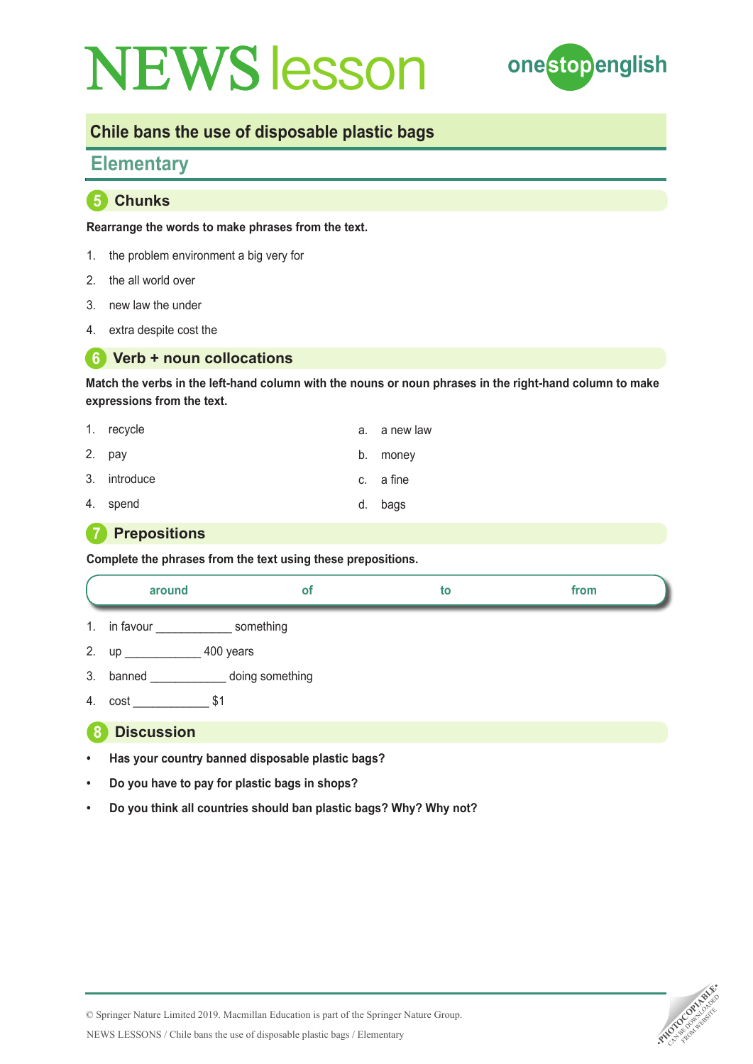# NEWS lesson

## Chile bans the use of disposable plastic bags

### Elementary

## 5 Chunks

**Rearrange the words to make phrases from the text.**

1. the problem environment a big very for
2. the all world over
3. new law the under
4. extra despite cost the

## 6 Verb + noun collocations

**Match the verbs in the left-hand column with the nouns or noun phrases in the right-hand column to make expressions from the text.**

| | |
|---|---|
| 1. recycle | a. a new law |
| 2. pay | b. money |
| 3. introduce | c. a fine |
| 4. spend | d. bags |

## 7 Prepositions

**Complete the phrases from the text using these prepositions.**

| around | of | to | from |
|---|---|---|---|

1. in favour ____________ something
2. up ____________ 400 years
3. banned ____________ doing something
4. cost ____________ $1

## 8 Discussion

- **Has your country banned disposable plastic bags?**
- **Do you have to pay for plastic bags in shops?**
- **Do you think all countries should ban plastic bags? Why? Why not?**

© Springer Nature Limited 2019. Macmillan Education is part of the Springer Nature Group.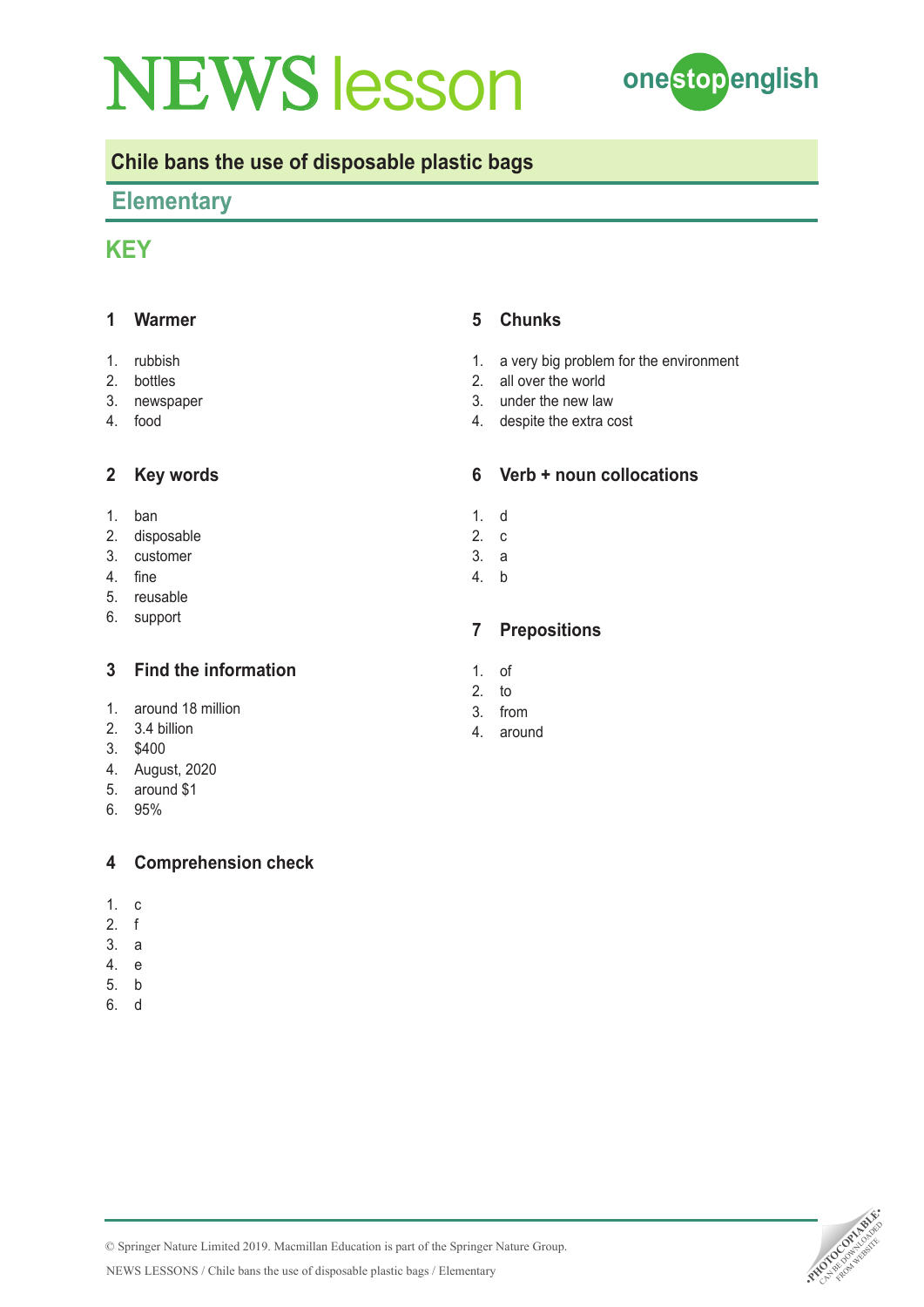# NEWS lesson

onestopenglish

## Chile bans the use of disposable plastic bags

## Elementary

## KEY

### 1 Warmer

1. rubbish
2. bottles
3. newspaper
4. food

### 2 Key words

1. ban
2. disposable
3. customer
4. fine
5. reusable
6. support

### 3 Find the information

1. around 18 million
2. 3.4 billion
3. $400
4. August, 2020
5. around $1
6. 95%

### 4 Comprehension check

1. c
2. f
3. a
4. e
5. b
6. d

### 5 Chunks

1. a very big problem for the environment
2. all over the world
3. under the new law
4. despite the extra cost

### 6 Verb + noun collocations

1. d
2. c
3. a
4. b

### 7 Prepositions

1. of
2. to
3. from
4. around

© Springer Nature Limited 2019. Macmillan Education is part of the Springer Nature Group.

NEWS LESSONS / Chile bans the use of disposable plastic bags / Elementary

•PHOTOCOPIABLE• CAN BE DOWNLOADED FROM WEBSITE